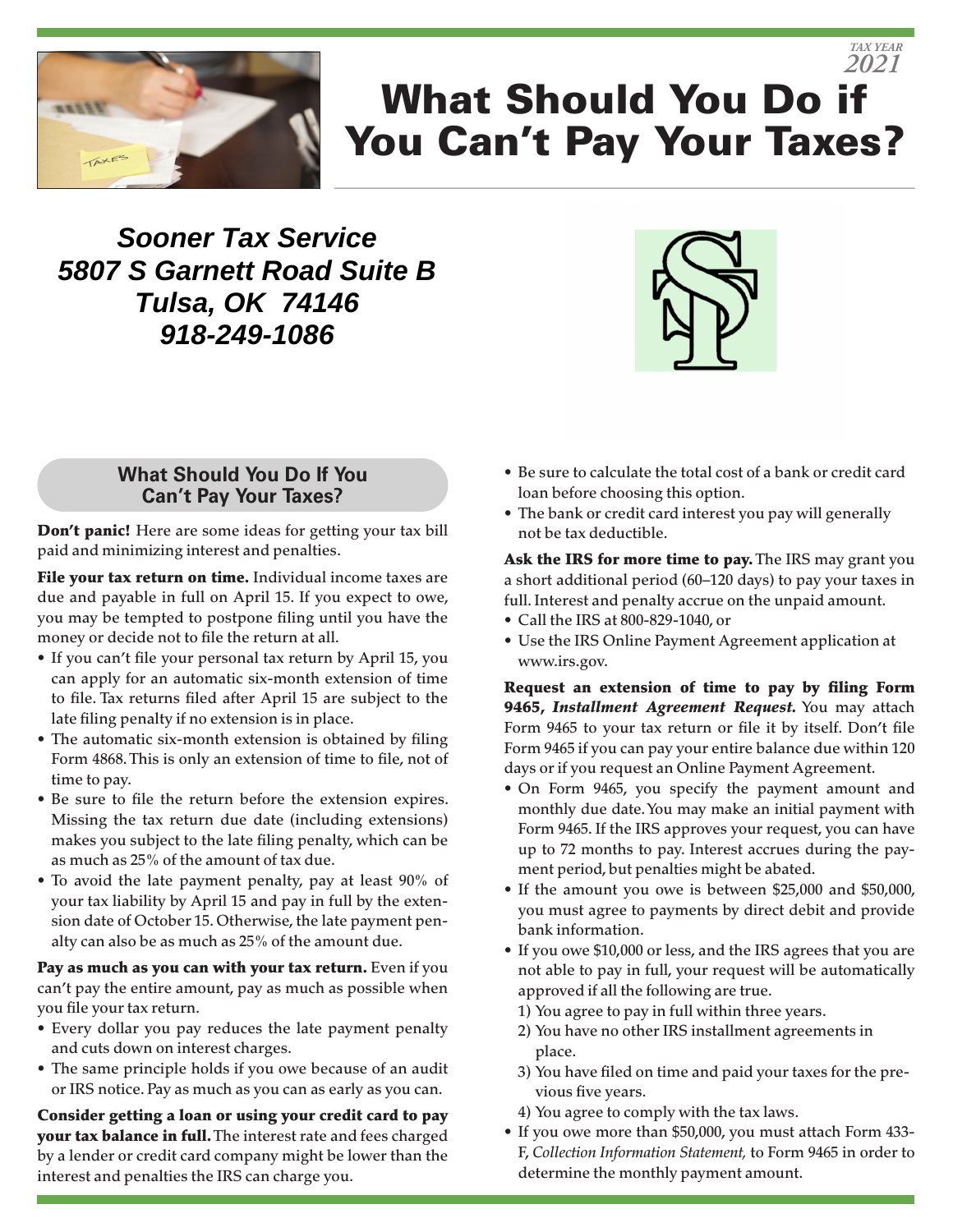TAX YEAR 2021

# What Should You Do if You Can't Pay Your Taxes?

***Sooner Tax Service***
***5807 S Garnett Road Suite B***
***Tulsa, OK 74146***
***918-249-1086***

## What Should You Do If You Can't Pay Your Taxes?

**Don't panic!** Here are some ideas for getting your tax bill paid and minimizing interest and penalties.

**File your tax return on time.** Individual income taxes are due and payable in full on April 15. If you expect to owe, you may be tempted to postpone filing until you have the money or decide not to file the return at all.

- If you can't file your personal tax return by April 15, you can apply for an automatic six-month extension of time to file. Tax returns filed after April 15 are subject to the late filing penalty if no extension is in place.
- The automatic six-month extension is obtained by filing Form 4868. This is only an extension of time to file, not of time to pay.
- Be sure to file the return before the extension expires. Missing the tax return due date (including extensions) makes you subject to the late filing penalty, which can be as much as 25% of the amount of tax due.
- To avoid the late payment penalty, pay at least 90% of your tax liability by April 15 and pay in full by the extension date of October 15. Otherwise, the late payment penalty can also be as much as 25% of the amount due.

**Pay as much as you can with your tax return.** Even if you can't pay the entire amount, pay as much as possible when you file your tax return.

- Every dollar you pay reduces the late payment penalty and cuts down on interest charges.
- The same principle holds if you owe because of an audit or IRS notice. Pay as much as you can as early as you can.

**Consider getting a loan or using your credit card to pay your tax balance in full.** The interest rate and fees charged by a lender or credit card company might be lower than the interest and penalties the IRS can charge you.

- Be sure to calculate the total cost of a bank or credit card loan before choosing this option.
- The bank or credit card interest you pay will generally not be tax deductible.

**Ask the IRS for more time to pay.** The IRS may grant you a short additional period (60–120 days) to pay your taxes in full. Interest and penalty accrue on the unpaid amount.

- Call the IRS at 800-829-1040, or
- Use the IRS Online Payment Agreement application at www.irs.gov.

**Request an extension of time to pay by filing Form 9465, *Installment Agreement Request.*** You may attach Form 9465 to your tax return or file it by itself. Don't file Form 9465 if you can pay your entire balance due within 120 days or if you request an Online Payment Agreement.

- On Form 9465, you specify the payment amount and monthly due date. You may make an initial payment with Form 9465. If the IRS approves your request, you can have up to 72 months to pay. Interest accrues during the payment period, but penalties might be abated.
- If the amount you owe is between $25,000 and $50,000, you must agree to payments by direct debit and provide bank information.
- If you owe $10,000 or less, and the IRS agrees that you are not able to pay in full, your request will be automatically approved if all the following are true.
  1) You agree to pay in full within three years.
  2) You have no other IRS installment agreements in place.
  3) You have filed on time and paid your taxes for the previous five years.
  4) You agree to comply with the tax laws.
- If you owe more than $50,000, you must attach Form 433-F, *Collection Information Statement,* to Form 9465 in order to determine the monthly payment amount.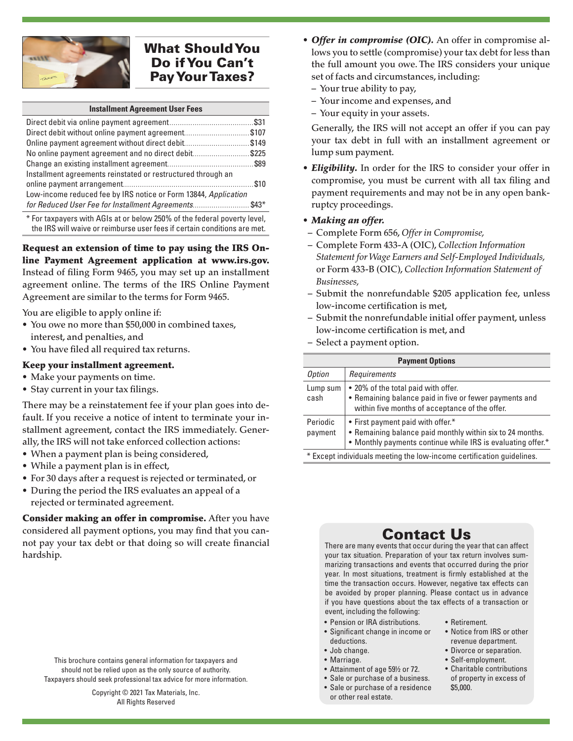# What Should You Do if You Can't Pay Your Taxes?

| Installment Agreement User Fees | |
|---|---|
| Direct debit via online payment agreement | $31 |
| Direct debit without online payment agreement | $107 |
| Online payment agreement without direct debit | $149 |
| No online payment agreement and no direct debit | $225 |
| Change an existing installment agreement | $89 |
| Installment agreements reinstated or restructured through an online payment arrangement | $10 |
| Low-income reduced fee by IRS notice or Form 13844, *Application for Reduced User Fee for Installment Agreements* | $43* |

\* For taxpayers with AGIs at or below 250% of the federal poverty level, the IRS will waive or reimburse user fees if certain conditions are met.

**Request an extension of time to pay using the IRS Online Payment Agreement application at www.irs.gov.** Instead of filing Form 9465, you may set up an installment agreement online. The terms of the IRS Online Payment Agreement are similar to the terms for Form 9465.

You are eligible to apply online if:

- You owe no more than $50,000 in combined taxes, interest, and penalties, and
- You have filed all required tax returns.

**Keep your installment agreement.**

- Make your payments on time.
- Stay current in your tax filings.

There may be a reinstatement fee if your plan goes into default. If you receive a notice of intent to terminate your installment agreement, contact the IRS immediately. Generally, the IRS will not take enforced collection actions:

- When a payment plan is being considered,
- While a payment plan is in effect,
- For 30 days after a request is rejected or terminated, or
- During the period the IRS evaluates an appeal of a rejected or terminated agreement.

**Consider making an offer in compromise.** After you have considered all payment options, you may find that you cannot pay your tax debt or that doing so will create financial hardship.

- ***Offer in compromise (OIC).*** An offer in compromise allows you to settle (compromise) your tax debt for less than the full amount you owe. The IRS considers your unique set of facts and circumstances, including:
  - Your true ability to pay,
  - Your income and expenses, and
  - Your equity in your assets.

  Generally, the IRS will not accept an offer if you can pay your tax debt in full with an installment agreement or lump sum payment.

- ***Eligibility.*** In order for the IRS to consider your offer in compromise, you must be current with all tax filing and payment requirements and may not be in any open bankruptcy proceedings.

- ***Making an offer.***
  - Complete Form 656, *Offer in Compromise,*
  - Complete Form 433-A (OIC), *Collection Information Statement for Wage Earners and Self-Employed Individuals,* or Form 433-B (OIC), *Collection Information Statement of Businesses,*
  - Submit the nonrefundable $205 application fee, unless low-income certification is met,
  - Submit the nonrefundable initial offer payment, unless low-income certification is met, and
  - Select a payment option.

**Payment Options**

| *Option* | *Requirements* |
|---|---|
| Lump sum cash | • 20% of the total paid with offer.<br>• Remaining balance paid in five or fewer payments and within five months of acceptance of the offer. |
| Periodic payment | • First payment paid with offer.*<br>• Remaining balance paid monthly within six to 24 months.<br>• Monthly payments continue while IRS is evaluating offer.* |

\* Except individuals meeting the low-income certification guidelines.

## Contact Us

There are many events that occur during the year that can affect your tax situation. Preparation of your tax return involves summarizing transactions and events that occurred during the prior year. In most situations, treatment is firmly established at the time the transaction occurs. However, negative tax effects can be avoided by proper planning. Please contact us in advance if you have questions about the tax effects of a transaction or event, including the following:

- Pension or IRA distributions.
- Significant change in income or deductions.
- Job change.
- Marriage.
- Attainment of age 59½ or 72.
- Sale or purchase of a business.
- Sale or purchase of a residence or other real estate.
- Retirement.
- Notice from IRS or other revenue department.
- Divorce or separation.
- Self-employment.
- Charitable contributions of property in excess of $5,000.

This brochure contains general information for taxpayers and should not be relied upon as the only source of authority. Taxpayers should seek professional tax advice for more information.

Copyright © 2021 Tax Materials, Inc.
All Rights Reserved